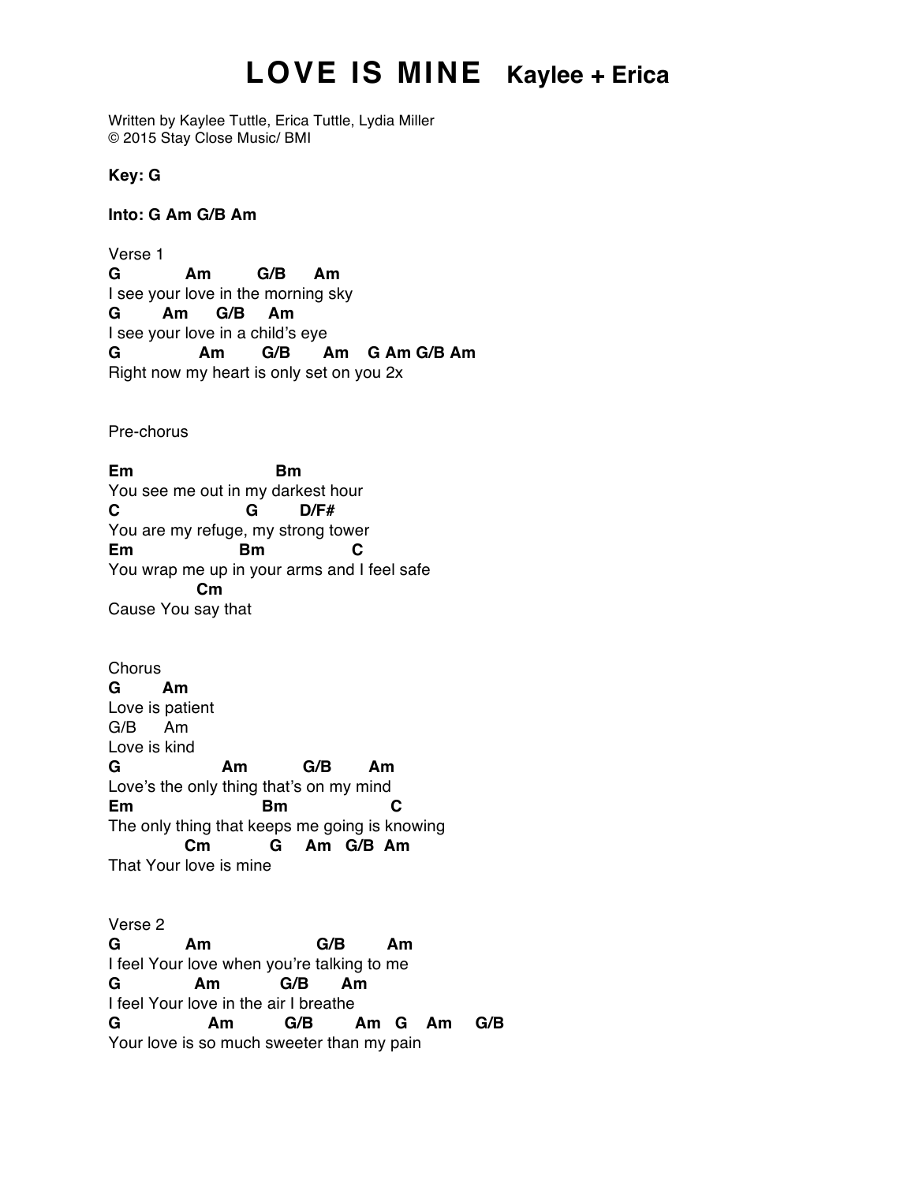# LOVE IS MINE   Kaylee + Erica

Written by Kaylee Tuttle, Erica Tuttle, Lydia Miller
© 2015 Stay Close Music/ BMI

**Key: G**

**Into: G Am G/B Am**

```
Verse 1
G          Am        G/B     Am
I see your love in the morning sky
G       Am     G/B    Am
I see your love in a child's eye
G             Am       G/B      Am    G Am G/B Am
Right now my heart is only set on you 2x


Pre-chorus

Em                      Bm
You see me out in my darkest hour
C                     G        D/F#
You are my refuge, my strong tower
Em                 Bm               C
You wrap me up in your arms and I feel safe
             Cm
Cause You say that


Chorus
G       Am
Love is patient
G/B     Am
Love is kind
G                Am          G/B       Am
Love's the only thing that's on my mind
Em                      Bm                 C
The only thing that keeps me going is knowing
            Cm          G     Am   G/B  Am
That Your love is mine


Verse 2
G          Am                   G/B        Am
I feel Your love when you're talking to me
G            Am           G/B      Am
I feel Your love in the air I breathe
G              Am          G/B       Am   G    Am     G/B
Your love is so much sweeter than my pain
```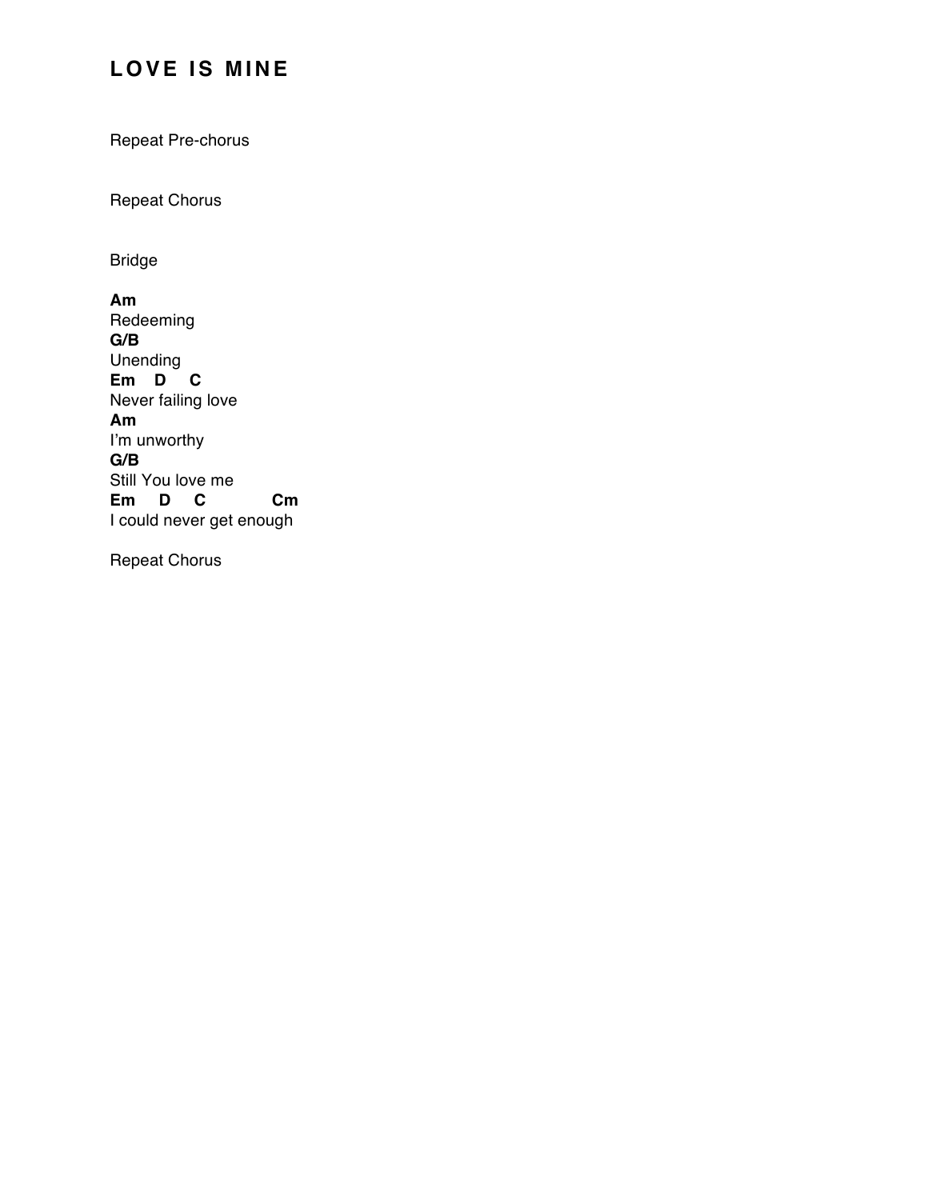# LOVE IS MINE

Repeat Pre-chorus

Repeat Chorus

Bridge

```
Am
Redeeming
G/B
Unending
Em    D     C
Never failing love
Am
I'm unworthy
G/B
Still You love me
Em     D     C             Cm
I could never get enough
```

Repeat Chorus